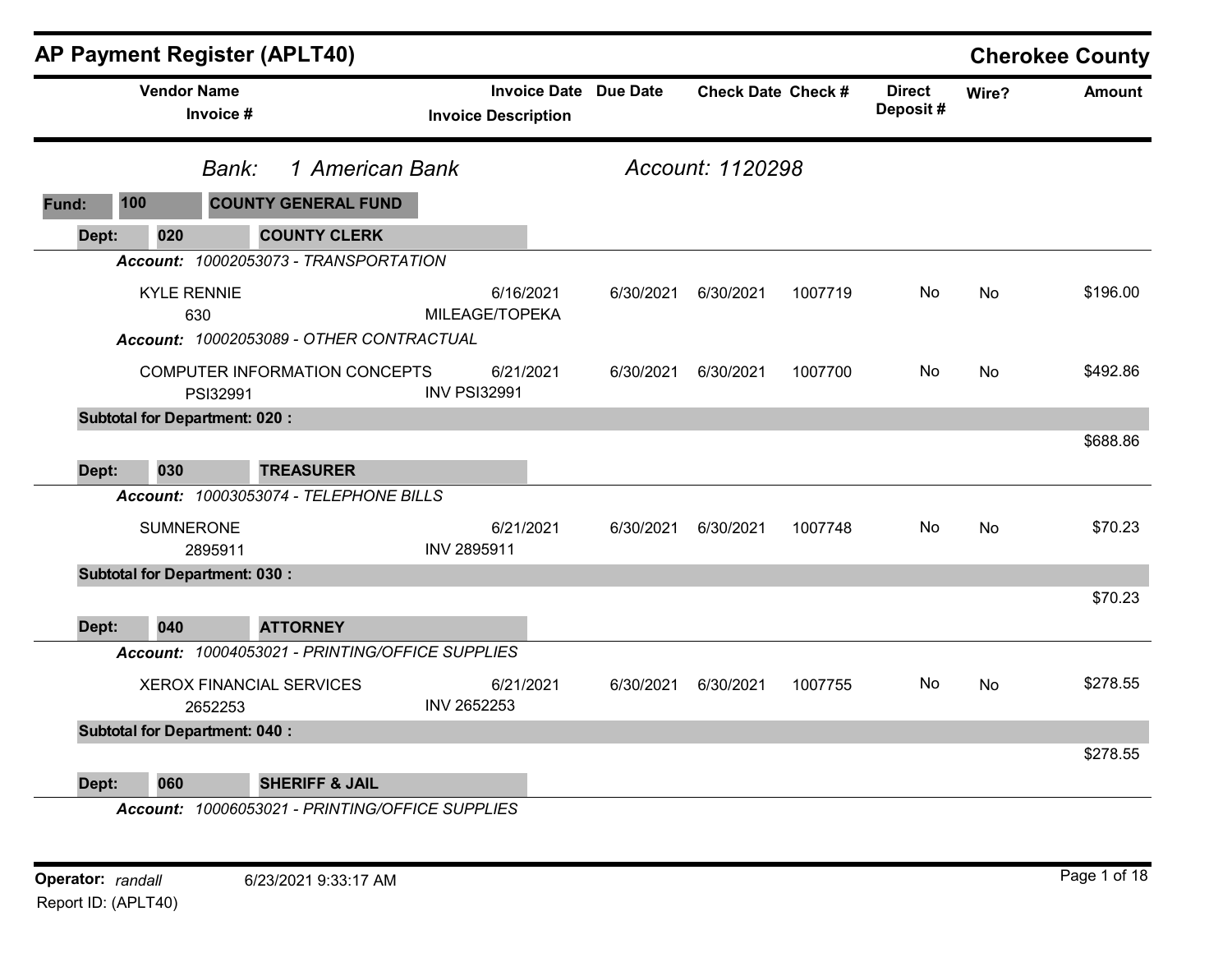# AP Payment Register (APLT40)

**Cherokee County**

| Vendor Name / Invoice # | Invoice Date / Invoice Description | Due Date | Check Date | Check # | Direct Deposit # | Wire? | Amount |
|---|---|---|---|---|---|---|---|

*Bank:* *1 American Bank* *Account: 1120298*

**Fund: 100 COUNTY GENERAL FUND**

**Dept: 020 COUNTY CLERK**

*Account: 10002053073 - TRANSPORTATION*

| Vendor Name / Invoice # | Invoice Date / Invoice Description | Due Date | Check Date | Check # | Direct Deposit # | Wire? | Amount |
|---|---|---|---|---|---|---|---|
| KYLE RENNIE<br>630 | 6/16/2021<br>MILEAGE/TOPEKA | 6/30/2021 | 6/30/2021 | 1007719 | No | No | $196.00 |

*Account: 10002053089 - OTHER CONTRACTUAL*

| Vendor Name / Invoice # | Invoice Date / Invoice Description | Due Date | Check Date | Check # | Direct Deposit # | Wire? | Amount |
|---|---|---|---|---|---|---|---|
| COMPUTER INFORMATION CONCEPTS<br>PSI32991 | 6/21/2021<br>INV PSI32991 | 6/30/2021 | 6/30/2021 | 1007700 | No | No | $492.86 |

**Subtotal for Department: 020 :** $688.86

**Dept: 030 TREASURER**

*Account: 10003053074 - TELEPHONE BILLS*

| Vendor Name / Invoice # | Invoice Date / Invoice Description | Due Date | Check Date | Check # | Direct Deposit # | Wire? | Amount |
|---|---|---|---|---|---|---|---|
| SUMNERONE<br>2895911 | 6/21/2021<br>INV 2895911 | 6/30/2021 | 6/30/2021 | 1007748 | No | No | $70.23 |

**Subtotal for Department: 030 :** $70.23

**Dept: 040 ATTORNEY**

*Account: 10004053021 - PRINTING/OFFICE SUPPLIES*

| Vendor Name / Invoice # | Invoice Date / Invoice Description | Due Date | Check Date | Check # | Direct Deposit # | Wire? | Amount |
|---|---|---|---|---|---|---|---|
| XEROX FINANCIAL SERVICES<br>2652253 | 6/21/2021<br>INV 2652253 | 6/30/2021 | 6/30/2021 | 1007755 | No | No | $278.55 |

**Subtotal for Department: 040 :** $278.55

**Dept: 060 SHERIFF & JAIL**

*Account: 10006053021 - PRINTING/OFFICE SUPPLIES*

**Operator:** *randall* 6/23/2021 9:33:17 AM

Report ID: (APLT40)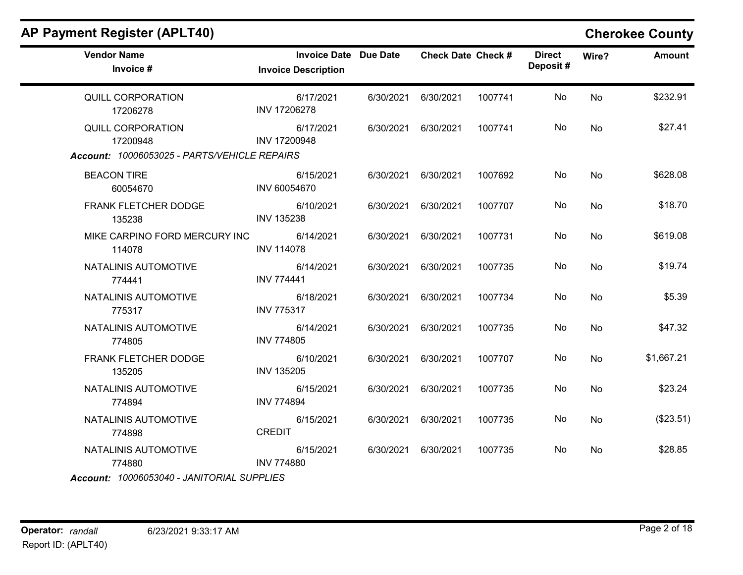## AP Payment Register (APLT40)

**Cherokee County**

| Vendor Name / Invoice # | Invoice Date / Invoice Description | Due Date | Check Date | Check # | Direct Deposit # | Wire? | Amount |
|---|---|---|---|---|---|---|---|
| QUILL CORPORATION 17206278 | 6/17/2021 INV 17206278 | 6/30/2021 | 6/30/2021 | 1007741 | No | No | $232.91 |
| QUILL CORPORATION 17200948 | 6/17/2021 INV 17200948 | 6/30/2021 | 6/30/2021 | 1007741 | No | No | $27.41 |

***Account:*** *10006053025 - PARTS/VEHICLE REPAIRS*

| Vendor Name / Invoice # | Invoice Date / Invoice Description | Due Date | Check Date | Check # | Direct Deposit # | Wire? | Amount |
|---|---|---|---|---|---|---|---|
| BEACON TIRE 60054670 | 6/15/2021 INV 60054670 | 6/30/2021 | 6/30/2021 | 1007692 | No | No | $628.08 |
| FRANK FLETCHER DODGE 135238 | 6/10/2021 INV 135238 | 6/30/2021 | 6/30/2021 | 1007707 | No | No | $18.70 |
| MIKE CARPINO FORD MERCURY INC 114078 | 6/14/2021 INV 114078 | 6/30/2021 | 6/30/2021 | 1007731 | No | No | $619.08 |
| NATALINIS AUTOMOTIVE 774441 | 6/14/2021 INV 774441 | 6/30/2021 | 6/30/2021 | 1007735 | No | No | $19.74 |
| NATALINIS AUTOMOTIVE 775317 | 6/18/2021 INV 775317 | 6/30/2021 | 6/30/2021 | 1007734 | No | No | $5.39 |
| NATALINIS AUTOMOTIVE 774805 | 6/14/2021 INV 774805 | 6/30/2021 | 6/30/2021 | 1007735 | No | No | $47.32 |
| FRANK FLETCHER DODGE 135205 | 6/10/2021 INV 135205 | 6/30/2021 | 6/30/2021 | 1007707 | No | No | $1,667.21 |
| NATALINIS AUTOMOTIVE 774894 | 6/15/2021 INV 774894 | 6/30/2021 | 6/30/2021 | 1007735 | No | No | $23.24 |
| NATALINIS AUTOMOTIVE 774898 | 6/15/2021 CREDIT | 6/30/2021 | 6/30/2021 | 1007735 | No | No | ($23.51) |
| NATALINIS AUTOMOTIVE 774880 | 6/15/2021 INV 774880 | 6/30/2021 | 6/30/2021 | 1007735 | No | No | $28.85 |

***Account:*** *10006053040 - JANITORIAL SUPPLIES*

**Operator:** *randall* 6/23/2021 9:33:17 AM

Report ID: (APLT40)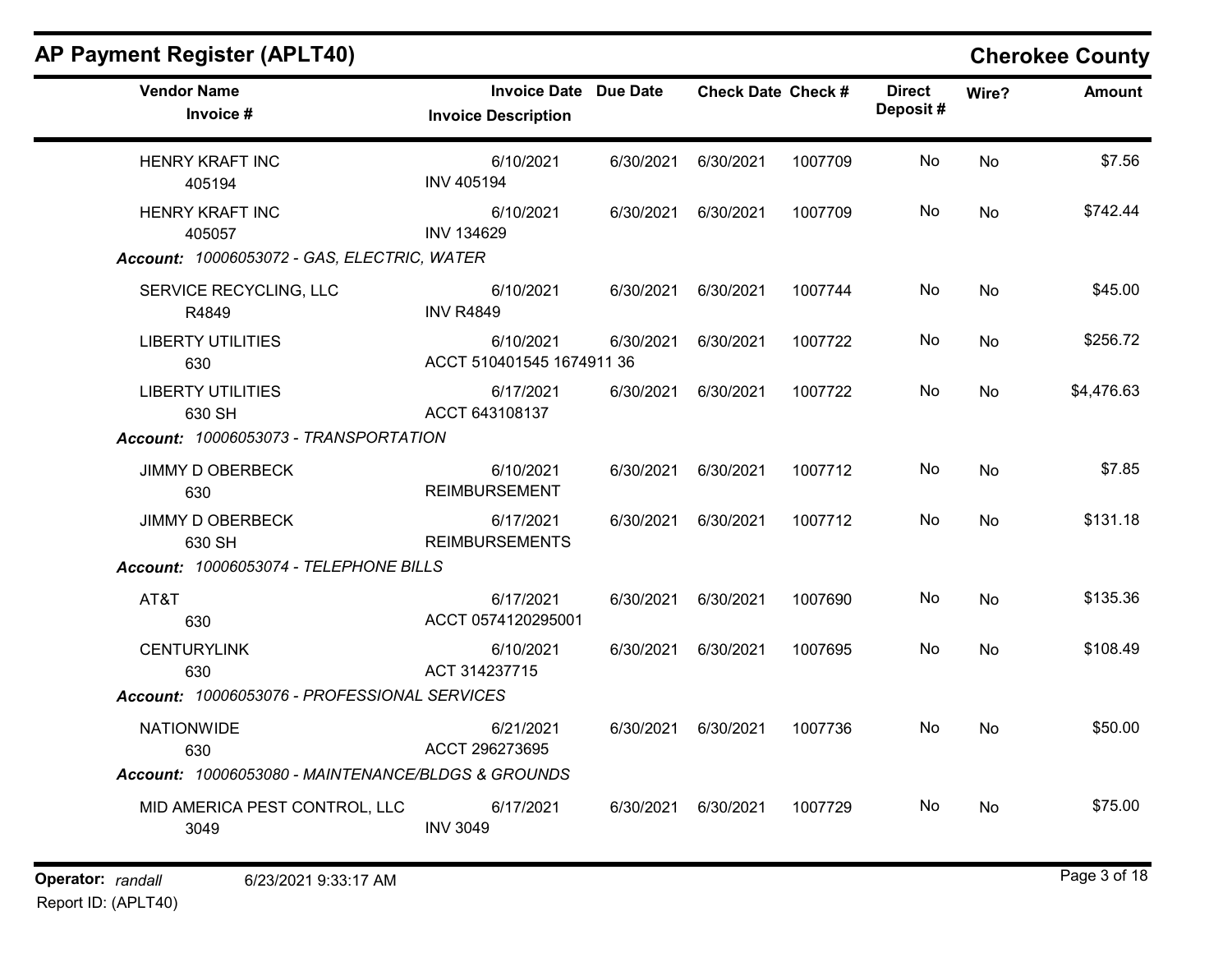## AP Payment Register (APLT40)

**Cherokee County**

| Vendor Name / Invoice # | Invoice Date / Invoice Description | Due Date | Check Date | Check # | Direct Deposit # | Wire? | Amount |
|---|---|---|---|---|---|---|---|
| HENRY KRAFT INC<br>405194 | 6/10/2021<br>INV 405194 | 6/30/2021 | 6/30/2021 | 1007709 | No | No | $7.56 |
| HENRY KRAFT INC<br>405057 | 6/10/2021<br>INV 134629 | 6/30/2021 | 6/30/2021 | 1007709 | No | No | $742.44 |
| ***Account:** 10006053072 - GAS, ELECTRIC, WATER* | | | | | | | |
| SERVICE RECYCLING, LLC<br>R4849 | 6/10/2021<br>INV R4849 | 6/30/2021 | 6/30/2021 | 1007744 | No | No | $45.00 |
| LIBERTY UTILITIES<br>630 | 6/10/2021<br>ACCT 510401545 1674911 36 | 6/30/2021 | 6/30/2021 | 1007722 | No | No | $256.72 |
| LIBERTY UTILITIES<br>630 SH | 6/17/2021<br>ACCT 643108137 | 6/30/2021 | 6/30/2021 | 1007722 | No | No | $4,476.63 |
| ***Account:** 10006053073 - TRANSPORTATION* | | | | | | | |
| JIMMY D OBERBECK<br>630 | 6/10/2021<br>REIMBURSEMENT | 6/30/2021 | 6/30/2021 | 1007712 | No | No | $7.85 |
| JIMMY D OBERBECK<br>630 SH | 6/17/2021<br>REIMBURSEMENTS | 6/30/2021 | 6/30/2021 | 1007712 | No | No | $131.18 |
| ***Account:** 10006053074 - TELEPHONE BILLS* | | | | | | | |
| AT&T<br>630 | 6/17/2021<br>ACCT 0574120295001 | 6/30/2021 | 6/30/2021 | 1007690 | No | No | $135.36 |
| CENTURYLINK<br>630 | 6/10/2021<br>ACT 314237715 | 6/30/2021 | 6/30/2021 | 1007695 | No | No | $108.49 |
| ***Account:** 10006053076 - PROFESSIONAL SERVICES* | | | | | | | |
| NATIONWIDE<br>630 | 6/21/2021<br>ACCT 296273695 | 6/30/2021 | 6/30/2021 | 1007736 | No | No | $50.00 |
| ***Account:** 10006053080 - MAINTENANCE/BLDGS & GROUNDS* | | | | | | | |
| MID AMERICA PEST CONTROL, LLC<br>3049 | 6/17/2021<br>INV 3049 | 6/30/2021 | 6/30/2021 | 1007729 | No | No | $75.00 |

**Operator:** *randall* 6/23/2021 9:33:17 AM

Report ID: (APLT40)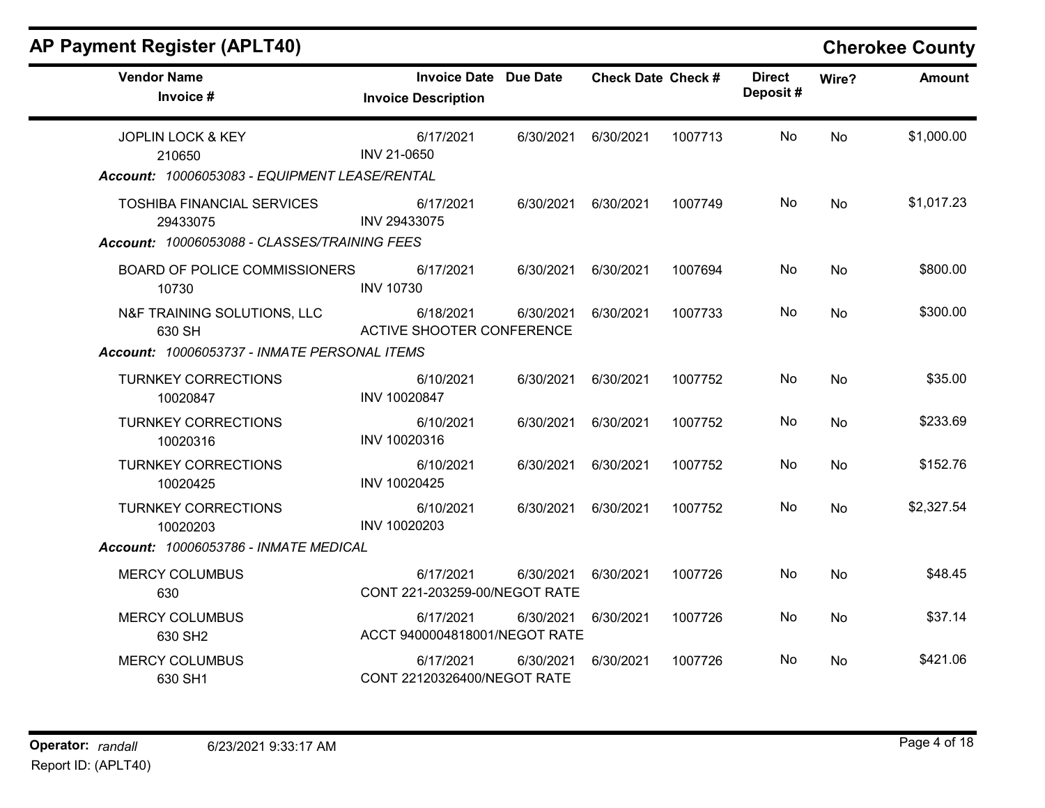# AP Payment Register (APLT40)

**Cherokee County**

| Vendor Name / Invoice # | Invoice Date / Invoice Description | Due Date | Check Date | Check # | Direct Deposit # | Wire? | Amount |
|---|---|---|---|---|---|---|---|
| JOPLIN LOCK & KEY<br>210650 | 6/17/2021<br>INV 21-0650 | 6/30/2021 | 6/30/2021 | 1007713 | No | No | $1,000.00 |
| ***Account: 10006053083 - EQUIPMENT LEASE/RENTAL*** | | | | | | | |
| TOSHIBA FINANCIAL SERVICES<br>29433075 | 6/17/2021<br>INV 29433075 | 6/30/2021 | 6/30/2021 | 1007749 | No | No | $1,017.23 |
| ***Account: 10006053088 - CLASSES/TRAINING FEES*** | | | | | | | |
| BOARD OF POLICE COMMISSIONERS<br>10730 | 6/17/2021<br>INV 10730 | 6/30/2021 | 6/30/2021 | 1007694 | No | No | $800.00 |
| N&F TRAINING SOLUTIONS, LLC<br>630 SH | 6/18/2021<br>ACTIVE SHOOTER CONFERENCE | 6/30/2021 | 6/30/2021 | 1007733 | No | No | $300.00 |
| ***Account: 10006053737 - INMATE PERSONAL ITEMS*** | | | | | | | |
| TURNKEY CORRECTIONS<br>10020847 | 6/10/2021<br>INV 10020847 | 6/30/2021 | 6/30/2021 | 1007752 | No | No | $35.00 |
| TURNKEY CORRECTIONS<br>10020316 | 6/10/2021<br>INV 10020316 | 6/30/2021 | 6/30/2021 | 1007752 | No | No | $233.69 |
| TURNKEY CORRECTIONS<br>10020425 | 6/10/2021<br>INV 10020425 | 6/30/2021 | 6/30/2021 | 1007752 | No | No | $152.76 |
| TURNKEY CORRECTIONS<br>10020203 | 6/10/2021<br>INV 10020203 | 6/30/2021 | 6/30/2021 | 1007752 | No | No | $2,327.54 |
| ***Account: 10006053786 - INMATE MEDICAL*** | | | | | | | |
| MERCY COLUMBUS<br>630 | 6/17/2021<br>CONT 221-203259-00/NEGOT RATE | 6/30/2021 | 6/30/2021 | 1007726 | No | No | $48.45 |
| MERCY COLUMBUS<br>630 SH2 | 6/17/2021<br>ACCT 9400004818001/NEGOT RATE | 6/30/2021 | 6/30/2021 | 1007726 | No | No | $37.14 |
| MERCY COLUMBUS<br>630 SH1 | 6/17/2021<br>CONT 22120326400/NEGOT RATE | 6/30/2021 | 6/30/2021 | 1007726 | No | No | $421.06 |

**Operator:** *randall* 6/23/2021 9:33:17 AM

Report ID: (APLT40)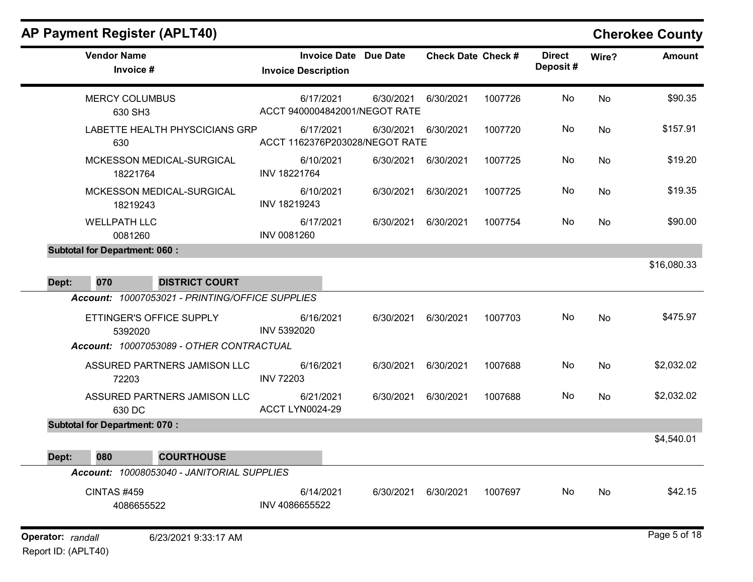## AP Payment Register (APLT40)

**Cherokee County**

| Vendor Name / Invoice # | Invoice Date / Invoice Description | Due Date | Check Date | Check # | Direct Deposit # | Wire? | Amount |
|---|---|---|---|---|---|---|---|
| MERCY COLUMBUS<br>630 SH3 | 6/17/2021<br>ACCT 9400004842001/NEGOT RATE | 6/30/2021 | 6/30/2021 | 1007726 | No | No | $90.35 |
| LABETTE HEALTH PHYSICIANS GRP<br>630 | 6/17/2021<br>ACCT 1162376P203028/NEGOT RATE | 6/30/2021 | 6/30/2021 | 1007720 | No | No | $157.91 |
| MCKESSON MEDICAL-SURGICAL<br>18221764 | 6/10/2021<br>INV 18221764 | 6/30/2021 | 6/30/2021 | 1007725 | No | No | $19.20 |
| MCKESSON MEDICAL-SURGICAL<br>18219243 | 6/10/2021<br>INV 18219243 | 6/30/2021 | 6/30/2021 | 1007725 | No | No | $19.35 |
| WELLPATH LLC<br>0081260 | 6/17/2021<br>INV 0081260 | 6/30/2021 | 6/30/2021 | 1007754 | No | No | $90.00 |
| **Subtotal for Department: 060 :** | | | | | | | $16,080.33 |

**Dept: 070 DISTRICT COURT**

***Account: 10007053021 - PRINTING/OFFICE SUPPLIES***

| Vendor Name / Invoice # | Invoice Date / Invoice Description | Due Date | Check Date | Check # | Direct Deposit # | Wire? | Amount |
|---|---|---|---|---|---|---|---|
| ETTINGER'S OFFICE SUPPLY<br>5392020 | 6/16/2021<br>INV 5392020 | 6/30/2021 | 6/30/2021 | 1007703 | No | No | $475.97 |

***Account: 10007053089 - OTHER CONTRACTUAL***

| Vendor Name / Invoice # | Invoice Date / Invoice Description | Due Date | Check Date | Check # | Direct Deposit # | Wire? | Amount |
|---|---|---|---|---|---|---|---|
| ASSURED PARTNERS JAMISON LLC<br>72203 | 6/16/2021<br>INV 72203 | 6/30/2021 | 6/30/2021 | 1007688 | No | No | $2,032.02 |
| ASSURED PARTNERS JAMISON LLC<br>630 DC | 6/21/2021<br>ACCT LYN0024-29 | 6/30/2021 | 6/30/2021 | 1007688 | No | No | $2,032.02 |
| **Subtotal for Department: 070 :** | | | | | | | $4,540.01 |

**Dept: 080 COURTHOUSE**

***Account: 10008053040 - JANITORIAL SUPPLIES***

| Vendor Name / Invoice # | Invoice Date / Invoice Description | Due Date | Check Date | Check # | Direct Deposit # | Wire? | Amount |
|---|---|---|---|---|---|---|---|
| CINTAS #459<br>4086655522 | 6/14/2021<br>INV 4086655522 | 6/30/2021 | 6/30/2021 | 1007697 | No | No | $42.15 |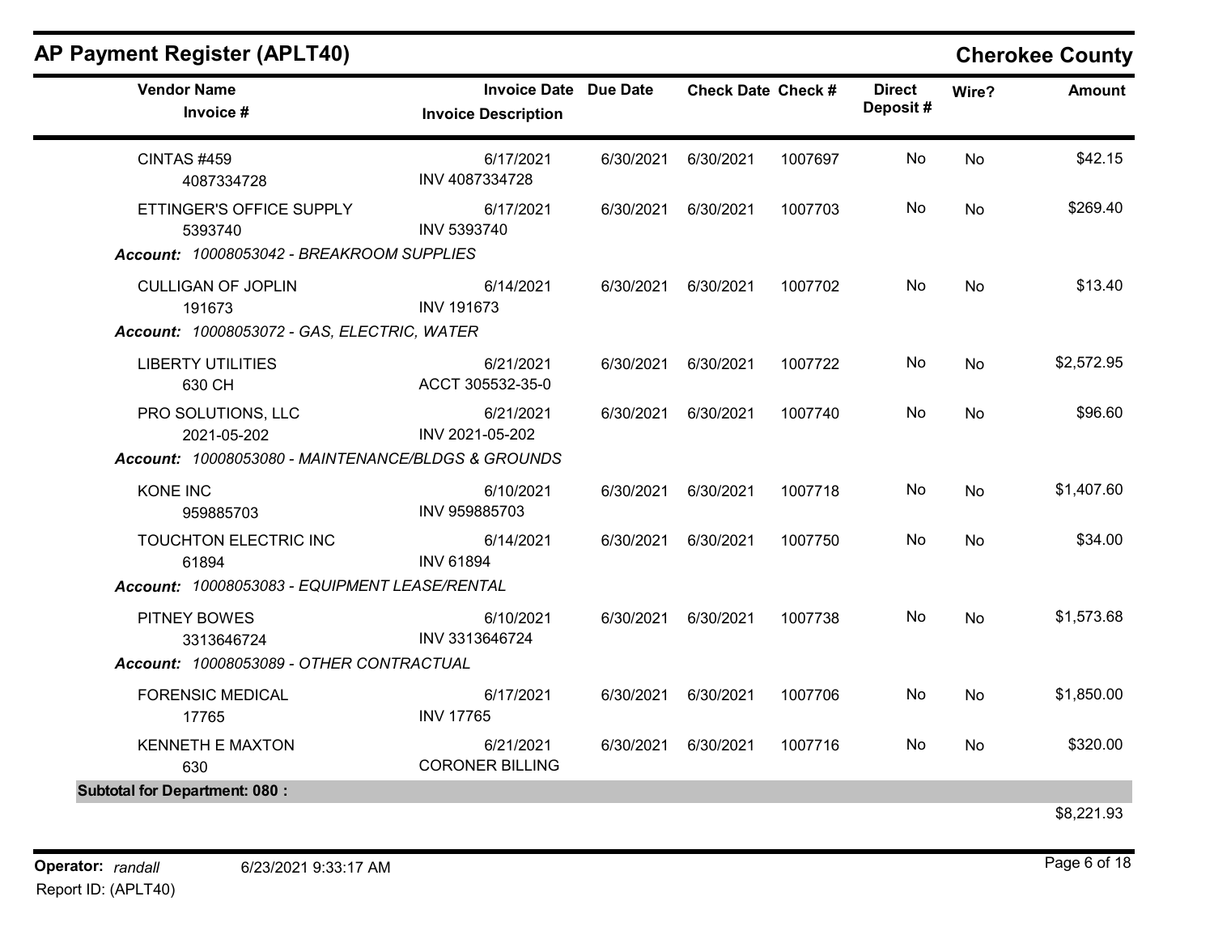## AP Payment Register (APLT40)

**Cherokee County**

| Vendor Name / Invoice # | Invoice Date / Invoice Description | Due Date | Check Date | Check # | Direct Deposit # | Wire? | Amount |
|---|---|---|---|---|---|---|---|
| CINTAS #459<br>4087334728 | 6/17/2021<br>INV 4087334728 | 6/30/2021 | 6/30/2021 | 1007697 | No | No | $42.15 |
| ETTINGER'S OFFICE SUPPLY<br>5393740 | 6/17/2021<br>INV 5393740 | 6/30/2021 | 6/30/2021 | 1007703 | No | No | $269.40 |
| ***Account:*** *10008053042 - BREAKROOM SUPPLIES* | | | | | | | |
| CULLIGAN OF JOPLIN<br>191673 | 6/14/2021<br>INV 191673 | 6/30/2021 | 6/30/2021 | 1007702 | No | No | $13.40 |
| ***Account:*** *10008053072 - GAS, ELECTRIC, WATER* | | | | | | | |
| LIBERTY UTILITIES<br>630 CH | 6/21/2021<br>ACCT 305532-35-0 | 6/30/2021 | 6/30/2021 | 1007722 | No | No | $2,572.95 |
| PRO SOLUTIONS, LLC<br>2021-05-202 | 6/21/2021<br>INV 2021-05-202 | 6/30/2021 | 6/30/2021 | 1007740 | No | No | $96.60 |
| ***Account:*** *10008053080 - MAINTENANCE/BLDGS & GROUNDS* | | | | | | | |
| KONE INC<br>959885703 | 6/10/2021<br>INV 959885703 | 6/30/2021 | 6/30/2021 | 1007718 | No | No | $1,407.60 |
| TOUCHTON ELECTRIC INC<br>61894 | 6/14/2021<br>INV 61894 | 6/30/2021 | 6/30/2021 | 1007750 | No | No | $34.00 |
| ***Account:*** *10008053083 - EQUIPMENT LEASE/RENTAL* | | | | | | | |
| PITNEY BOWES<br>3313646724 | 6/10/2021<br>INV 3313646724 | 6/30/2021 | 6/30/2021 | 1007738 | No | No | $1,573.68 |
| ***Account:*** *10008053089 - OTHER CONTRACTUAL* | | | | | | | |
| FORENSIC MEDICAL<br>17765 | 6/17/2021<br>INV 17765 | 6/30/2021 | 6/30/2021 | 1007706 | No | No | $1,850.00 |
| KENNETH E MAXTON<br>630 | 6/21/2021<br>CORONER BILLING | 6/30/2021 | 6/30/2021 | 1007716 | No | No | $320.00 |
| **Subtotal for Department: 080 :** | | | | | | | $8,221.93 |

**Operator:** *randall* 6/23/2021 9:33:17 AM

Report ID: (APLT40)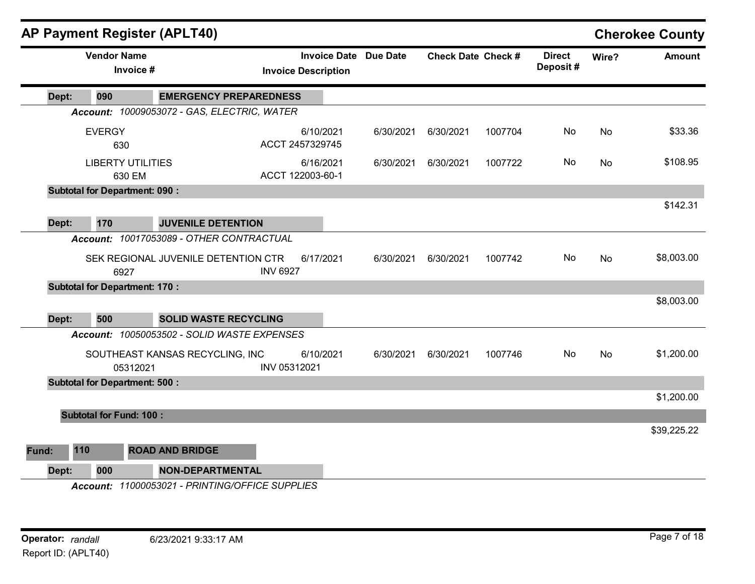# AP Payment Register (APLT40)

**Cherokee County**

| Vendor Name / Invoice # | Invoice Date / Invoice Description | Due Date | Check Date | Check # | Direct Deposit # | Wire? | Amount |
|---|---|---|---|---|---|---|---|
| **Dept: 090 EMERGENCY PREPAREDNESS** | | | | | | | |
| ***Account:*** *10009053072 - GAS, ELECTRIC, WATER* | | | | | | | |
| EVERGY<br>630 | 6/10/2021<br>ACCT 2457329745 | 6/30/2021 | 6/30/2021 | 1007704 | No | No | $33.36 |
| LIBERTY UTILITIES<br>630 EM | 6/16/2021<br>ACCT 122003-60-1 | 6/30/2021 | 6/30/2021 | 1007722 | No | No | $108.95 |
| **Subtotal for Department: 090 :** | | | | | | | $142.31 |
| **Dept: 170 JUVENILE DETENTION** | | | | | | | |
| ***Account:*** *10017053089 - OTHER CONTRACTUAL* | | | | | | | |
| SEK REGIONAL JUVENILE DETENTION CTR<br>6927 | 6/17/2021<br>INV 6927 | 6/30/2021 | 6/30/2021 | 1007742 | No | No | $8,003.00 |
| **Subtotal for Department: 170 :** | | | | | | | $8,003.00 |
| **Dept: 500 SOLID WASTE RECYCLING** | | | | | | | |
| ***Account:*** *10050053502 - SOLID WASTE EXPENSES* | | | | | | | |
| SOUTHEAST KANSAS RECYCLING, INC<br>05312021 | 6/10/2021<br>INV 05312021 | 6/30/2021 | 6/30/2021 | 1007746 | No | No | $1,200.00 |
| **Subtotal for Department: 500 :** | | | | | | | $1,200.00 |
| **Subtotal for Fund: 100 :** | | | | | | | $39,225.22 |
| **Fund: 110 ROAD AND BRIDGE** | | | | | | | |
| **Dept: 000 NON-DEPARTMENTAL** | | | | | | | |
| ***Account:*** *11000053021 - PRINTING/OFFICE SUPPLIES* | | | | | | | |

**Operator:** *randall* 6/23/2021 9:33:17 AM

Report ID: (APLT40)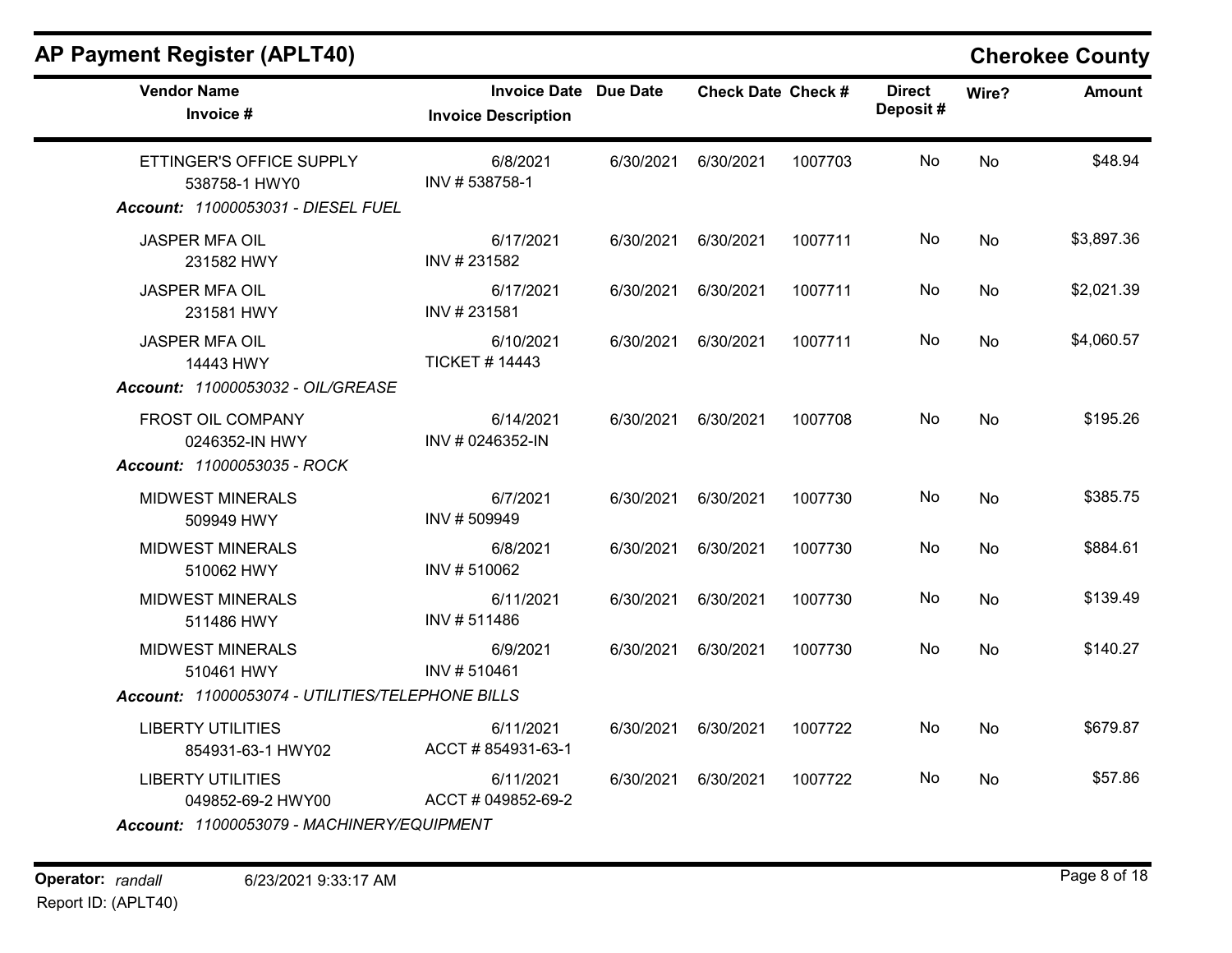# AP Payment Register (APLT40)

## Cherokee County

| Vendor Name / Invoice # | Invoice Date / Invoice Description | Due Date | Check Date | Check # | Direct Deposit # | Wire? | Amount |
|---|---|---|---|---|---|---|---|
| ETTINGER'S OFFICE SUPPLY<br>538758-1 HWY0 | 6/8/2021<br>INV # 538758-1 | 6/30/2021 | 6/30/2021 | 1007703 | No | No | $48.94 |
| ***Account:*** *11000053031 - DIESEL FUEL* | | | | | | | |
| JASPER MFA OIL<br>231582 HWY | 6/17/2021<br>INV # 231582 | 6/30/2021 | 6/30/2021 | 1007711 | No | No | $3,897.36 |
| JASPER MFA OIL<br>231581 HWY | 6/17/2021<br>INV # 231581 | 6/30/2021 | 6/30/2021 | 1007711 | No | No | $2,021.39 |
| JASPER MFA OIL<br>14443 HWY | 6/10/2021<br>TICKET # 14443 | 6/30/2021 | 6/30/2021 | 1007711 | No | No | $4,060.57 |
| ***Account:*** *11000053032 - OIL/GREASE* | | | | | | | |
| FROST OIL COMPANY<br>0246352-IN HWY | 6/14/2021<br>INV # 0246352-IN | 6/30/2021 | 6/30/2021 | 1007708 | No | No | $195.26 |
| ***Account:*** *11000053035 - ROCK* | | | | | | | |
| MIDWEST MINERALS<br>509949 HWY | 6/7/2021<br>INV # 509949 | 6/30/2021 | 6/30/2021 | 1007730 | No | No | $385.75 |
| MIDWEST MINERALS<br>510062 HWY | 6/8/2021<br>INV # 510062 | 6/30/2021 | 6/30/2021 | 1007730 | No | No | $884.61 |
| MIDWEST MINERALS<br>511486 HWY | 6/11/2021<br>INV # 511486 | 6/30/2021 | 6/30/2021 | 1007730 | No | No | $139.49 |
| MIDWEST MINERALS<br>510461 HWY | 6/9/2021<br>INV # 510461 | 6/30/2021 | 6/30/2021 | 1007730 | No | No | $140.27 |
| ***Account:*** *11000053074 - UTILITIES/TELEPHONE BILLS* | | | | | | | |
| LIBERTY UTILITIES<br>854931-63-1 HWY02 | 6/11/2021<br>ACCT # 854931-63-1 | 6/30/2021 | 6/30/2021 | 1007722 | No | No | $679.87 |
| LIBERTY UTILITIES<br>049852-69-2 HWY00 | 6/11/2021<br>ACCT # 049852-69-2 | 6/30/2021 | 6/30/2021 | 1007722 | No | No | $57.86 |
| ***Account:*** *11000053079 - MACHINERY/EQUIPMENT* | | | | | | | |

**Operator:** *randall* 6/23/2021 9:33:17 AM
Report ID: (APLT40)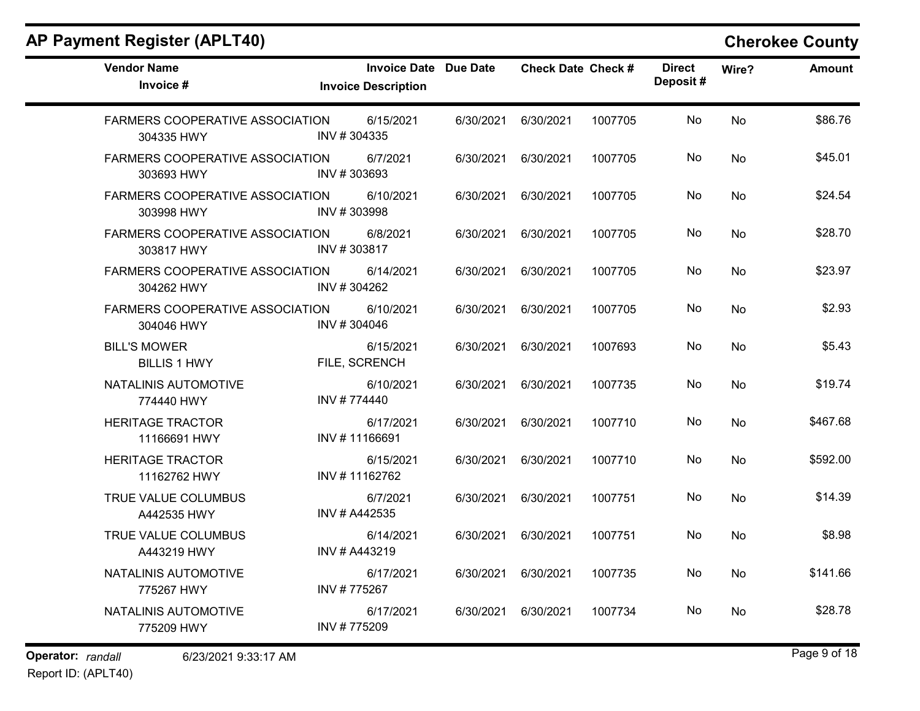## AP Payment Register (APLT40)

**Cherokee County**

| Vendor Name / Invoice # | Invoice Date / Invoice Description | Due Date | Check Date | Check # | Direct Deposit # | Wire? | Amount |
|---|---|---|---|---|---|---|---|
| FARMERS COOPERATIVE ASSOCIATION<br>304335 HWY | 6/15/2021<br>INV # 304335 | 6/30/2021 | 6/30/2021 | 1007705 | No | No | $86.76 |
| FARMERS COOPERATIVE ASSOCIATION<br>303693 HWY | 6/7/2021<br>INV # 303693 | 6/30/2021 | 6/30/2021 | 1007705 | No | No | $45.01 |
| FARMERS COOPERATIVE ASSOCIATION<br>303998 HWY | 6/10/2021<br>INV # 303998 | 6/30/2021 | 6/30/2021 | 1007705 | No | No | $24.54 |
| FARMERS COOPERATIVE ASSOCIATION<br>303817 HWY | 6/8/2021<br>INV # 303817 | 6/30/2021 | 6/30/2021 | 1007705 | No | No | $28.70 |
| FARMERS COOPERATIVE ASSOCIATION<br>304262 HWY | 6/14/2021<br>INV # 304262 | 6/30/2021 | 6/30/2021 | 1007705 | No | No | $23.97 |
| FARMERS COOPERATIVE ASSOCIATION<br>304046 HWY | 6/10/2021<br>INV # 304046 | 6/30/2021 | 6/30/2021 | 1007705 | No | No | $2.93 |
| BILL'S MOWER<br>BILLIS 1 HWY | 6/15/2021<br>FILE, SCRENCH | 6/30/2021 | 6/30/2021 | 1007693 | No | No | $5.43 |
| NATALINIS AUTOMOTIVE<br>774440 HWY | 6/10/2021<br>INV # 774440 | 6/30/2021 | 6/30/2021 | 1007735 | No | No | $19.74 |
| HERITAGE TRACTOR<br>11166691 HWY | 6/17/2021<br>INV # 11166691 | 6/30/2021 | 6/30/2021 | 1007710 | No | No | $467.68 |
| HERITAGE TRACTOR<br>11162762 HWY | 6/15/2021<br>INV # 11162762 | 6/30/2021 | 6/30/2021 | 1007710 | No | No | $592.00 |
| TRUE VALUE COLUMBUS<br>A442535 HWY | 6/7/2021<br>INV # A442535 | 6/30/2021 | 6/30/2021 | 1007751 | No | No | $14.39 |
| TRUE VALUE COLUMBUS<br>A443219 HWY | 6/14/2021<br>INV # A443219 | 6/30/2021 | 6/30/2021 | 1007751 | No | No | $8.98 |
| NATALINIS AUTOMOTIVE<br>775267 HWY | 6/17/2021<br>INV # 775267 | 6/30/2021 | 6/30/2021 | 1007735 | No | No | $141.66 |
| NATALINIS AUTOMOTIVE<br>775209 HWY | 6/17/2021<br>INV # 775209 | 6/30/2021 | 6/30/2021 | 1007734 | No | No | $28.78 |

**Operator:** *randall* 6/23/2021 9:33:17 AM

Report ID: (APLT40)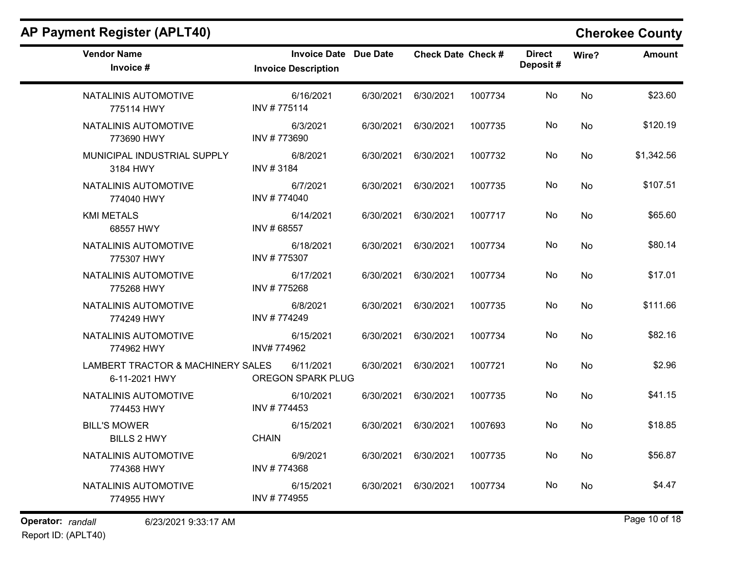## AP Payment Register (APLT40)

**Cherokee County**

| Vendor Name / Invoice # | Invoice Date / Invoice Description | Due Date | Check Date | Check # | Direct Deposit # | Wire? | Amount |
|---|---|---|---|---|---|---|---|
| NATALINIS AUTOMOTIVE<br>775114 HWY | 6/16/2021<br>INV # 775114 | 6/30/2021 | 6/30/2021 | 1007734 | No | No | $23.60 |
| NATALINIS AUTOMOTIVE<br>773690 HWY | 6/3/2021<br>INV # 773690 | 6/30/2021 | 6/30/2021 | 1007735 | No | No | $120.19 |
| MUNICIPAL INDUSTRIAL SUPPLY<br>3184 HWY | 6/8/2021<br>INV # 3184 | 6/30/2021 | 6/30/2021 | 1007732 | No | No | $1,342.56 |
| NATALINIS AUTOMOTIVE<br>774040 HWY | 6/7/2021<br>INV # 774040 | 6/30/2021 | 6/30/2021 | 1007735 | No | No | $107.51 |
| KMI METALS<br>68557 HWY | 6/14/2021<br>INV # 68557 | 6/30/2021 | 6/30/2021 | 1007717 | No | No | $65.60 |
| NATALINIS AUTOMOTIVE<br>775307 HWY | 6/18/2021<br>INV # 775307 | 6/30/2021 | 6/30/2021 | 1007734 | No | No | $80.14 |
| NATALINIS AUTOMOTIVE<br>775268 HWY | 6/17/2021<br>INV # 775268 | 6/30/2021 | 6/30/2021 | 1007734 | No | No | $17.01 |
| NATALINIS AUTOMOTIVE<br>774249 HWY | 6/8/2021<br>INV # 774249 | 6/30/2021 | 6/30/2021 | 1007735 | No | No | $111.66 |
| NATALINIS AUTOMOTIVE<br>774962 HWY | 6/15/2021<br>INV# 774962 | 6/30/2021 | 6/30/2021 | 1007734 | No | No | $82.16 |
| LAMBERT TRACTOR & MACHINERY SALES<br>6-11-2021 HWY | 6/11/2021<br>OREGON SPARK PLUG | 6/30/2021 | 6/30/2021 | 1007721 | No | No | $2.96 |
| NATALINIS AUTOMOTIVE<br>774453 HWY | 6/10/2021<br>INV # 774453 | 6/30/2021 | 6/30/2021 | 1007735 | No | No | $41.15 |
| BILL'S MOWER<br>BILLS 2 HWY | 6/15/2021<br>CHAIN | 6/30/2021 | 6/30/2021 | 1007693 | No | No | $18.85 |
| NATALINIS AUTOMOTIVE<br>774368 HWY | 6/9/2021<br>INV # 774368 | 6/30/2021 | 6/30/2021 | 1007735 | No | No | $56.87 |
| NATALINIS AUTOMOTIVE<br>774955 HWY | 6/15/2021<br>INV # 774955 | 6/30/2021 | 6/30/2021 | 1007734 | No | No | $4.47 |

**Operator:** *randall* 6/23/2021 9:33:17 AM

Report ID: (APLT40)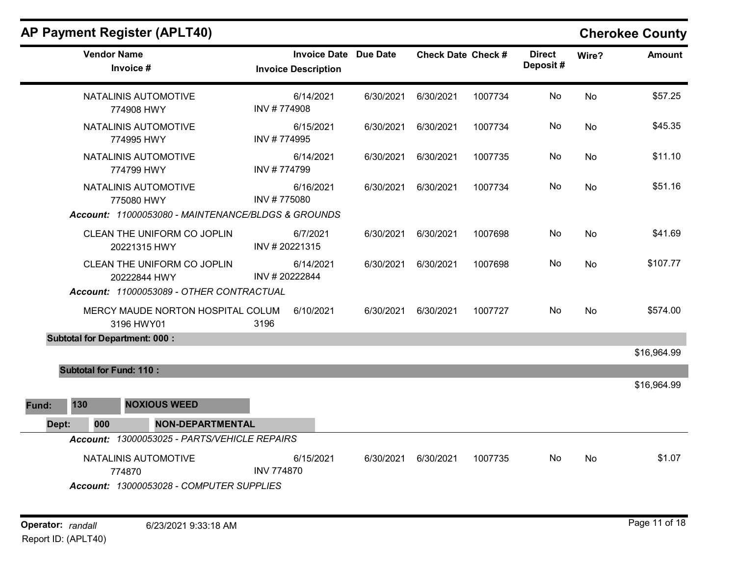## AP Payment Register (APLT40)

**Cherokee County**

| Vendor Name / Invoice # | Invoice Date / Invoice Description | Due Date | Check Date | Check # | Direct Deposit # | Wire? | Amount |
|---|---|---|---|---|---|---|---|
| NATALINIS AUTOMOTIVE<br>774908 HWY | 6/14/2021<br>INV # 774908 | 6/30/2021 | 6/30/2021 | 1007734 | No | No | $57.25 |
| NATALINIS AUTOMOTIVE<br>774995 HWY | 6/15/2021<br>INV # 774995 | 6/30/2021 | 6/30/2021 | 1007734 | No | No | $45.35 |
| NATALINIS AUTOMOTIVE<br>774799 HWY | 6/14/2021<br>INV # 774799 | 6/30/2021 | 6/30/2021 | 1007735 | No | No | $11.10 |
| NATALINIS AUTOMOTIVE<br>775080 HWY | 6/16/2021<br>INV # 775080 | 6/30/2021 | 6/30/2021 | 1007734 | No | No | $51.16 |
| ***Account: 11000053080 - MAINTENANCE/BLDGS & GROUNDS*** | | | | | | | |
| CLEAN THE UNIFORM CO JOPLIN<br>20221315 HWY | 6/7/2021<br>INV # 20221315 | 6/30/2021 | 6/30/2021 | 1007698 | No | No | $41.69 |
| CLEAN THE UNIFORM CO JOPLIN<br>20222844 HWY | 6/14/2021<br>INV # 20222844 | 6/30/2021 | 6/30/2021 | 1007698 | No | No | $107.77 |
| ***Account: 11000053089 - OTHER CONTRACTUAL*** | | | | | | | |
| MERCY MAUDE NORTON HOSPITAL COLUM<br>3196 HWY01 | 6/10/2021<br>3196 | 6/30/2021 | 6/30/2021 | 1007727 | No | No | $574.00 |
| **Subtotal for Department: 000 :** | | | | | | | $16,964.99 |
| **Subtotal for Fund: 110 :** | | | | | | | $16,964.99 |

**Fund: 130 NOXIOUS WEED**

**Dept: 000 NON-DEPARTMENTAL**

| Vendor Name / Invoice # | Invoice Date / Invoice Description | Due Date | Check Date | Check # | Direct Deposit # | Wire? | Amount |
|---|---|---|---|---|---|---|---|
| ***Account: 13000053025 - PARTS/VEHICLE REPAIRS*** | | | | | | | |
| NATALINIS AUTOMOTIVE<br>774870 | 6/15/2021<br>INV 774870 | 6/30/2021 | 6/30/2021 | 1007735 | No | No | $1.07 |
| ***Account: 13000053028 - COMPUTER SUPPLIES*** | | | | | | | |

**Operator:** *randall* 6/23/2021 9:33:18 AM

Report ID: (APLT40)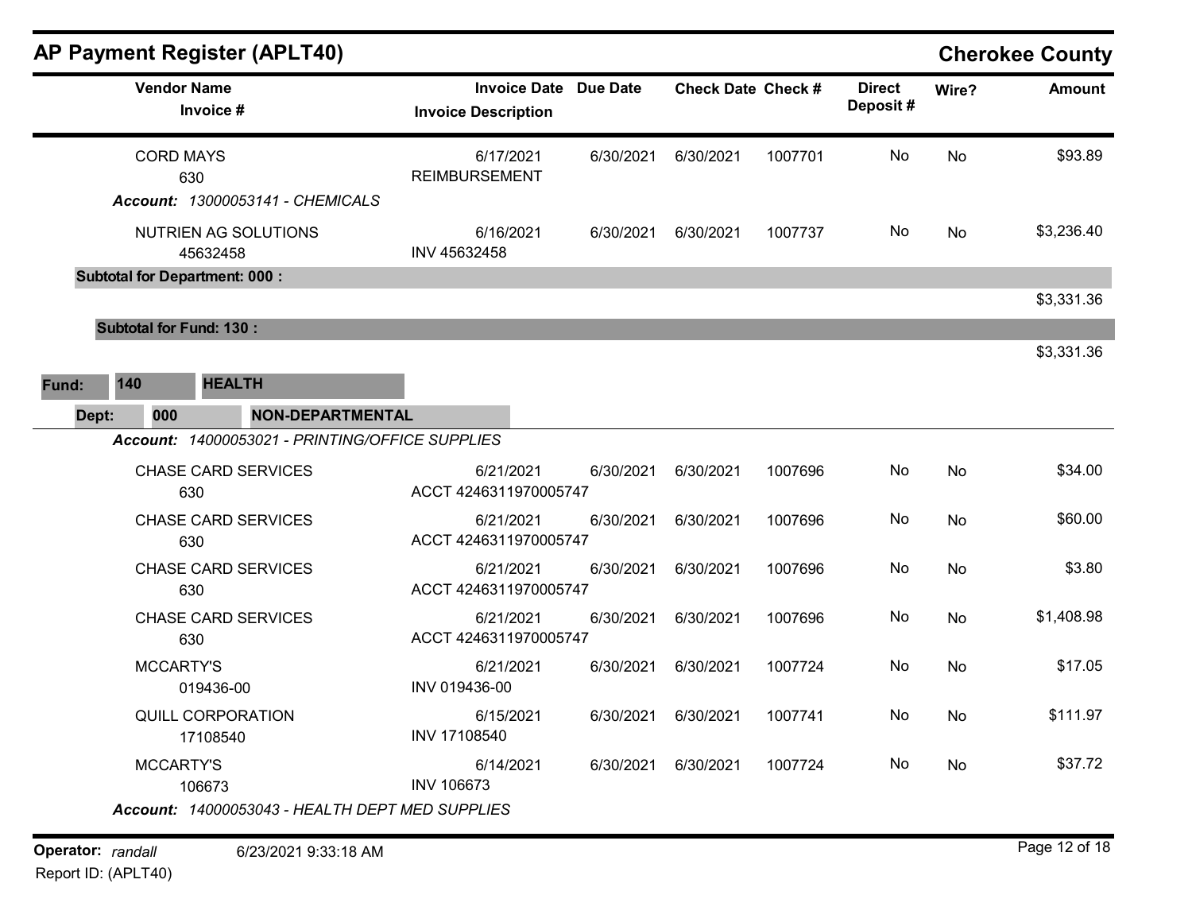## AP Payment Register (APLT40)

**Cherokee County**

| Vendor Name / Invoice # | Invoice Date / Invoice Description | Due Date | Check Date | Check # | Direct Deposit # | Wire? | Amount |
|---|---|---|---|---|---|---|---|
| CORD MAYS 630 | 6/17/2021 REIMBURSEMENT | 6/30/2021 | 6/30/2021 | 1007701 | No | No | $93.89 |
| ***Account:*** *13000053141 - CHEMICALS* | | | | | | | |
| NUTRIEN AG SOLUTIONS 45632458 | 6/16/2021 INV 45632458 | 6/30/2021 | 6/30/2021 | 1007737 | No | No | $3,236.40 |
| **Subtotal for Department: 000 :** | | | | | | | $3,331.36 |
| **Subtotal for Fund: 130 :** | | | | | | | $3,331.36 |

**Fund: 140 HEALTH**

**Dept: 000 NON-DEPARTMENTAL**

| Vendor Name / Invoice # | Invoice Date / Invoice Description | Due Date | Check Date | Check # | Direct Deposit # | Wire? | Amount |
|---|---|---|---|---|---|---|---|
| ***Account:*** *14000053021 - PRINTING/OFFICE SUPPLIES* | | | | | | | |
| CHASE CARD SERVICES 630 | 6/21/2021 ACCT 4246311970005747 | 6/30/2021 | 6/30/2021 | 1007696 | No | No | $34.00 |
| CHASE CARD SERVICES 630 | 6/21/2021 ACCT 4246311970005747 | 6/30/2021 | 6/30/2021 | 1007696 | No | No | $60.00 |
| CHASE CARD SERVICES 630 | 6/21/2021 ACCT 4246311970005747 | 6/30/2021 | 6/30/2021 | 1007696 | No | No | $3.80 |
| CHASE CARD SERVICES 630 | 6/21/2021 ACCT 4246311970005747 | 6/30/2021 | 6/30/2021 | 1007696 | No | No | $1,408.98 |
| MCCARTY'S 019436-00 | 6/21/2021 INV 019436-00 | 6/30/2021 | 6/30/2021 | 1007724 | No | No | $17.05 |
| QUILL CORPORATION 17108540 | 6/15/2021 INV 17108540 | 6/30/2021 | 6/30/2021 | 1007741 | No | No | $111.97 |
| MCCARTY'S 106673 | 6/14/2021 INV 106673 | 6/30/2021 | 6/30/2021 | 1007724 | No | No | $37.72 |
| ***Account:*** *14000053043 - HEALTH DEPT MED SUPPLIES* | | | | | | | |

**Operator:** *randall* 6/23/2021 9:33:18 AM

Report ID: (APLT40)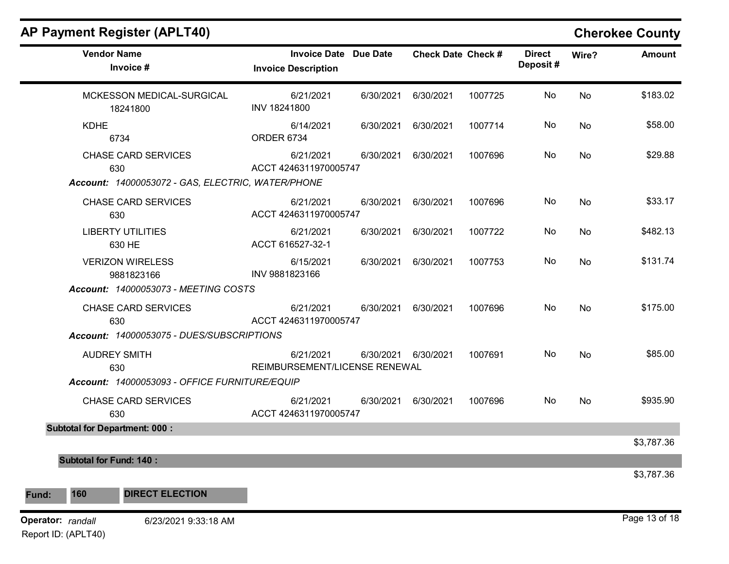# AP Payment Register (APLT40)

**Cherokee County**

| Vendor Name / Invoice # | Invoice Date / Invoice Description | Due Date | Check Date | Check # | Direct Deposit # | Wire? | Amount |
|---|---|---|---|---|---|---|---|
| MCKESSON MEDICAL-SURGICAL<br>18241800 | 6/21/2021<br>INV 18241800 | 6/30/2021 | 6/30/2021 | 1007725 | No | No | $183.02 |
| KDHE<br>6734 | 6/14/2021<br>ORDER 6734 | 6/30/2021 | 6/30/2021 | 1007714 | No | No | $58.00 |
| CHASE CARD SERVICES<br>630 | 6/21/2021<br>ACCT 4246311970005747 | 6/30/2021 | 6/30/2021 | 1007696 | No | No | $29.88 |
| ***Account:*** *14000053072 - GAS, ELECTRIC, WATER/PHONE* | | | | | | | |
| CHASE CARD SERVICES<br>630 | 6/21/2021<br>ACCT 4246311970005747 | 6/30/2021 | 6/30/2021 | 1007696 | No | No | $33.17 |
| LIBERTY UTILITIES<br>630 HE | 6/21/2021<br>ACCT 616527-32-1 | 6/30/2021 | 6/30/2021 | 1007722 | No | No | $482.13 |
| VERIZON WIRELESS<br>9881823166 | 6/15/2021<br>INV 9881823166 | 6/30/2021 | 6/30/2021 | 1007753 | No | No | $131.74 |
| ***Account:*** *14000053073 - MEETING COSTS* | | | | | | | |
| CHASE CARD SERVICES<br>630 | 6/21/2021<br>ACCT 4246311970005747 | 6/30/2021 | 6/30/2021 | 1007696 | No | No | $175.00 |
| ***Account:*** *14000053075 - DUES/SUBSCRIPTIONS* | | | | | | | |
| AUDREY SMITH<br>630 | 6/21/2021<br>REIMBURSEMENT/LICENSE RENEWAL | 6/30/2021 | 6/30/2021 | 1007691 | No | No | $85.00 |
| ***Account:*** *14000053093 - OFFICE FURNITURE/EQUIP* | | | | | | | |
| CHASE CARD SERVICES<br>630 | 6/21/2021<br>ACCT 4246311970005747 | 6/30/2021 | 6/30/2021 | 1007696 | No | No | $935.90 |
| **Subtotal for Department: 000 :** | | | | | | | $3,787.36 |
| **Subtotal for Fund: 140 :** | | | | | | | $3,787.36 |

**Fund: 160 DIRECT ELECTION**

**Operator:** *randall* 6/23/2021 9:33:18 AM

Report ID: (APLT40)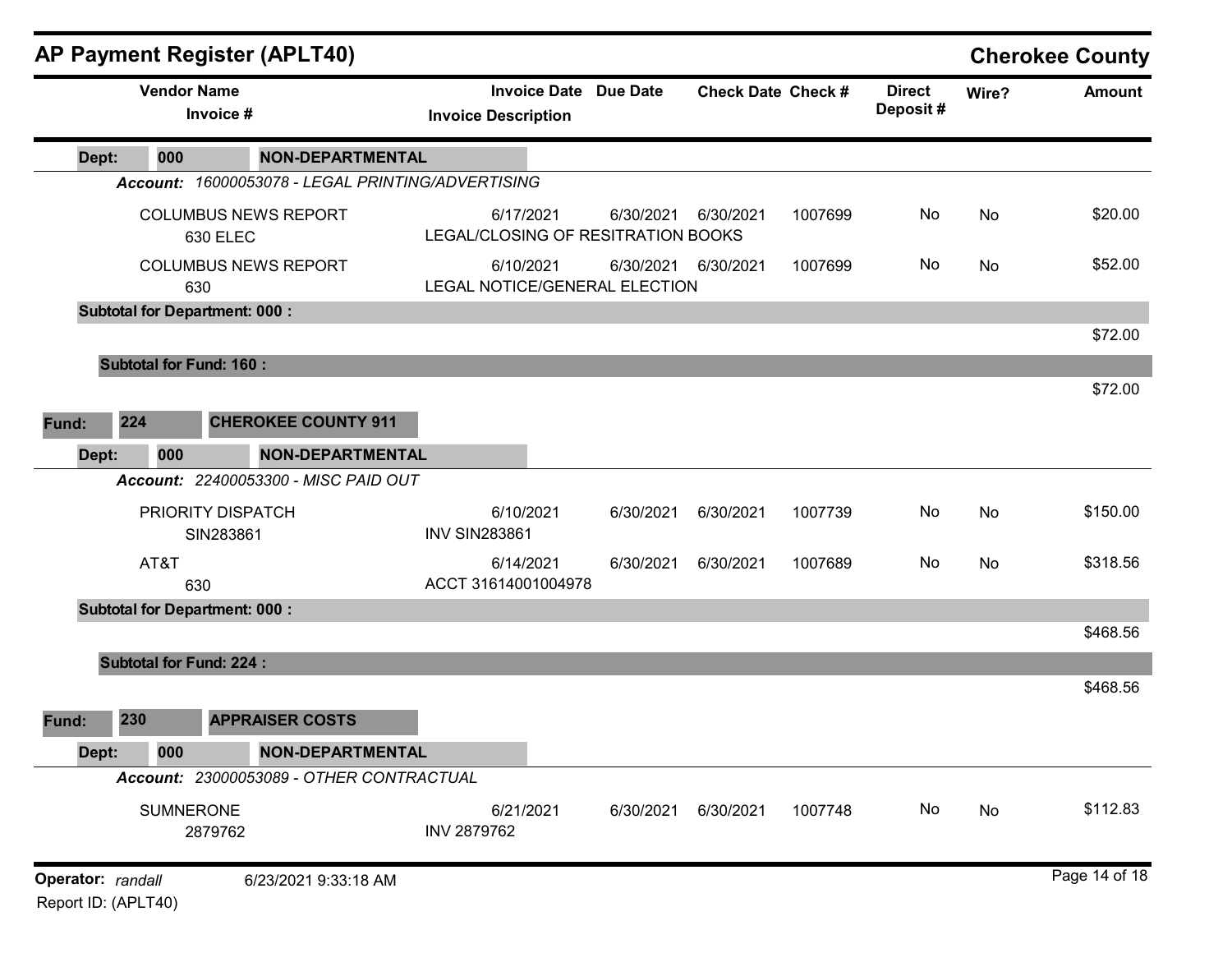# AP Payment Register (APLT40)

**Cherokee County**

| Vendor Name / Invoice # | Invoice Date / Invoice Description | Due Date | Check Date | Check # | Direct Deposit # | Wire? | Amount |
|---|---|---|---|---|---|---|---|
| **Dept: 000 NON-DEPARTMENTAL** | | | | | | | |
| ***Account: 16000053078 - LEGAL PRINTING/ADVERTISING*** | | | | | | | |
| COLUMBUS NEWS REPORT<br>630 ELEC | 6/17/2021<br>LEGAL/CLOSING OF RESITRATION BOOKS | 6/30/2021 | 6/30/2021 | 1007699 | No | No | $20.00 |
| COLUMBUS NEWS REPORT<br>630 | 6/10/2021<br>LEGAL NOTICE/GENERAL ELECTION | 6/30/2021 | 6/30/2021 | 1007699 | No | No | $52.00 |
| **Subtotal for Department: 000 :** | | | | | | | $72.00 |
| **Subtotal for Fund: 160 :** | | | | | | | $72.00 |
| **Fund: 224 CHEROKEE COUNTY 911** | | | | | | | |
| **Dept: 000 NON-DEPARTMENTAL** | | | | | | | |
| ***Account: 22400053300 - MISC PAID OUT*** | | | | | | | |
| PRIORITY DISPATCH<br>SIN283861 | 6/10/2021<br>INV SIN283861 | 6/30/2021 | 6/30/2021 | 1007739 | No | No | $150.00 |
| AT&T<br>630 | 6/14/2021<br>ACCT 31614001004978 | 6/30/2021 | 6/30/2021 | 1007689 | No | No | $318.56 |
| **Subtotal for Department: 000 :** | | | | | | | $468.56 |
| **Subtotal for Fund: 224 :** | | | | | | | $468.56 |
| **Fund: 230 APPRAISER COSTS** | | | | | | | |
| **Dept: 000 NON-DEPARTMENTAL** | | | | | | | |
| ***Account: 23000053089 - OTHER CONTRACTUAL*** | | | | | | | |
| SUMNERONE<br>2879762 | 6/21/2021<br>INV 2879762 | 6/30/2021 | 6/30/2021 | 1007748 | No | No | $112.83 |

**Operator:** *randall* 6/23/2021 9:33:18 AM
Report ID: (APLT40)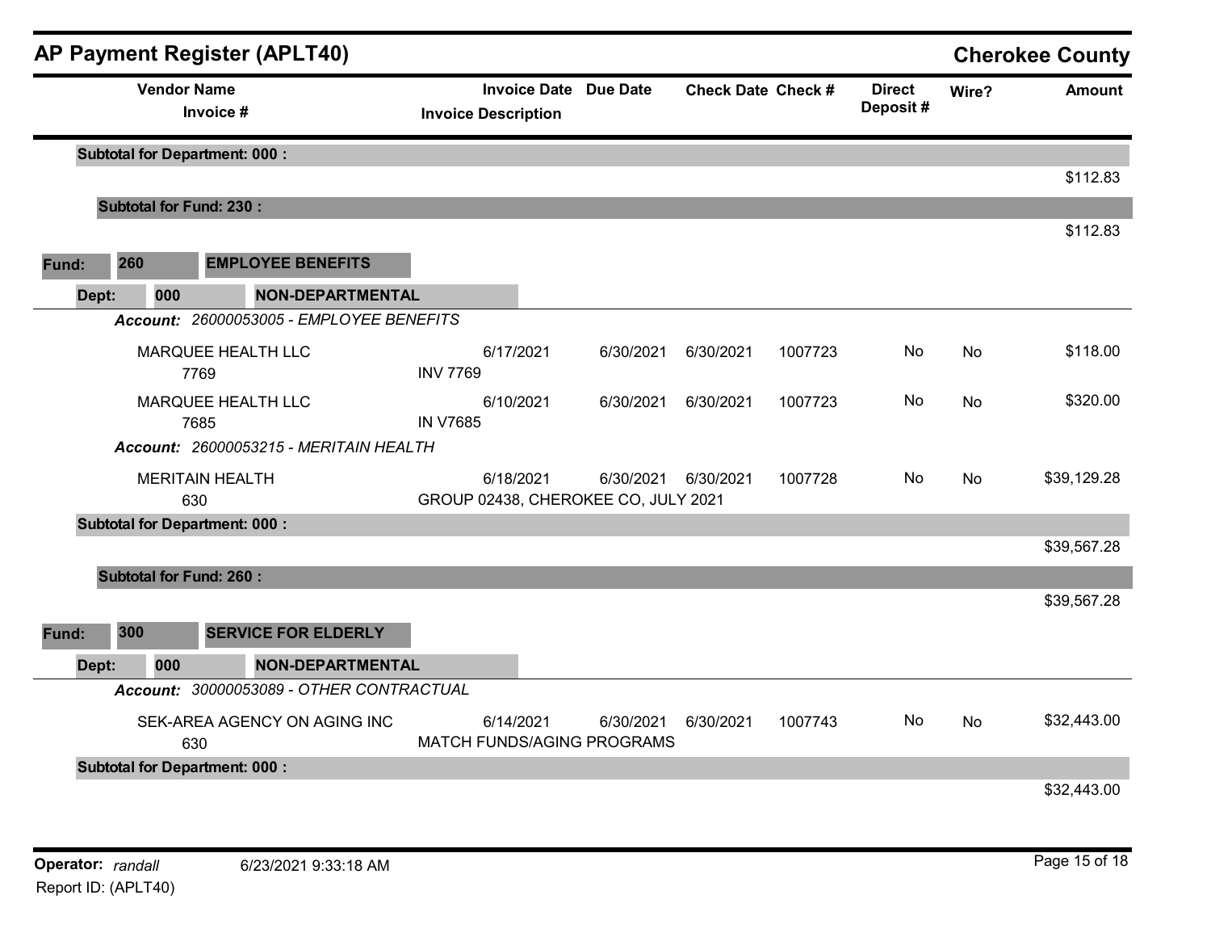## AP Payment Register (APLT40)

**Cherokee County**

| Vendor Name / Invoice # | Invoice Date / Invoice Description | Due Date | Check Date | Check # | Direct Deposit # | Wire? | Amount |
|---|---|---|---|---|---|---|---|
| **Subtotal for Department: 000 :** | | | | | | | $112.83 |
| **Subtotal for Fund: 230 :** | | | | | | | $112.83 |

**Fund: 260 EMPLOYEE BENEFITS**

**Dept: 000 NON-DEPARTMENTAL**

***Account: 26000053005 - EMPLOYEE BENEFITS***

| Vendor Name / Invoice # | Invoice Date / Invoice Description | Due Date | Check Date | Check # | Direct Deposit # | Wire? | Amount |
|---|---|---|---|---|---|---|---|
| MARQUEE HEALTH LLC / 7769 | 6/17/2021 / INV 7769 | 6/30/2021 | 6/30/2021 | 1007723 | No | No | $118.00 |
| MARQUEE HEALTH LLC / 7685 | 6/10/2021 / IN V7685 | 6/30/2021 | 6/30/2021 | 1007723 | No | No | $320.00 |

***Account: 26000053215 - MERITAIN HEALTH***

| Vendor Name / Invoice # | Invoice Date / Invoice Description | Due Date | Check Date | Check # | Direct Deposit # | Wire? | Amount |
|---|---|---|---|---|---|---|---|
| MERITAIN HEALTH / 630 | 6/18/2021 / GROUP 02438, CHEROKEE CO, JULY 2021 | 6/30/2021 | 6/30/2021 | 1007728 | No | No | $39,129.28 |
| **Subtotal for Department: 000 :** | | | | | | | $39,567.28 |
| **Subtotal for Fund: 260 :** | | | | | | | $39,567.28 |

**Fund: 300 SERVICE FOR ELDERLY**

**Dept: 000 NON-DEPARTMENTAL**

***Account: 30000053089 - OTHER CONTRACTUAL***

| Vendor Name / Invoice # | Invoice Date / Invoice Description | Due Date | Check Date | Check # | Direct Deposit # | Wire? | Amount |
|---|---|---|---|---|---|---|---|
| SEK-AREA AGENCY ON AGING INC / 630 | 6/14/2021 / MATCH FUNDS/AGING PROGRAMS | 6/30/2021 | 6/30/2021 | 1007743 | No | No | $32,443.00 |
| **Subtotal for Department: 000 :** | | | | | | | $32,443.00 |

**Operator:** *randall* 6/23/2021 9:33:18 AM

Report ID: (APLT40)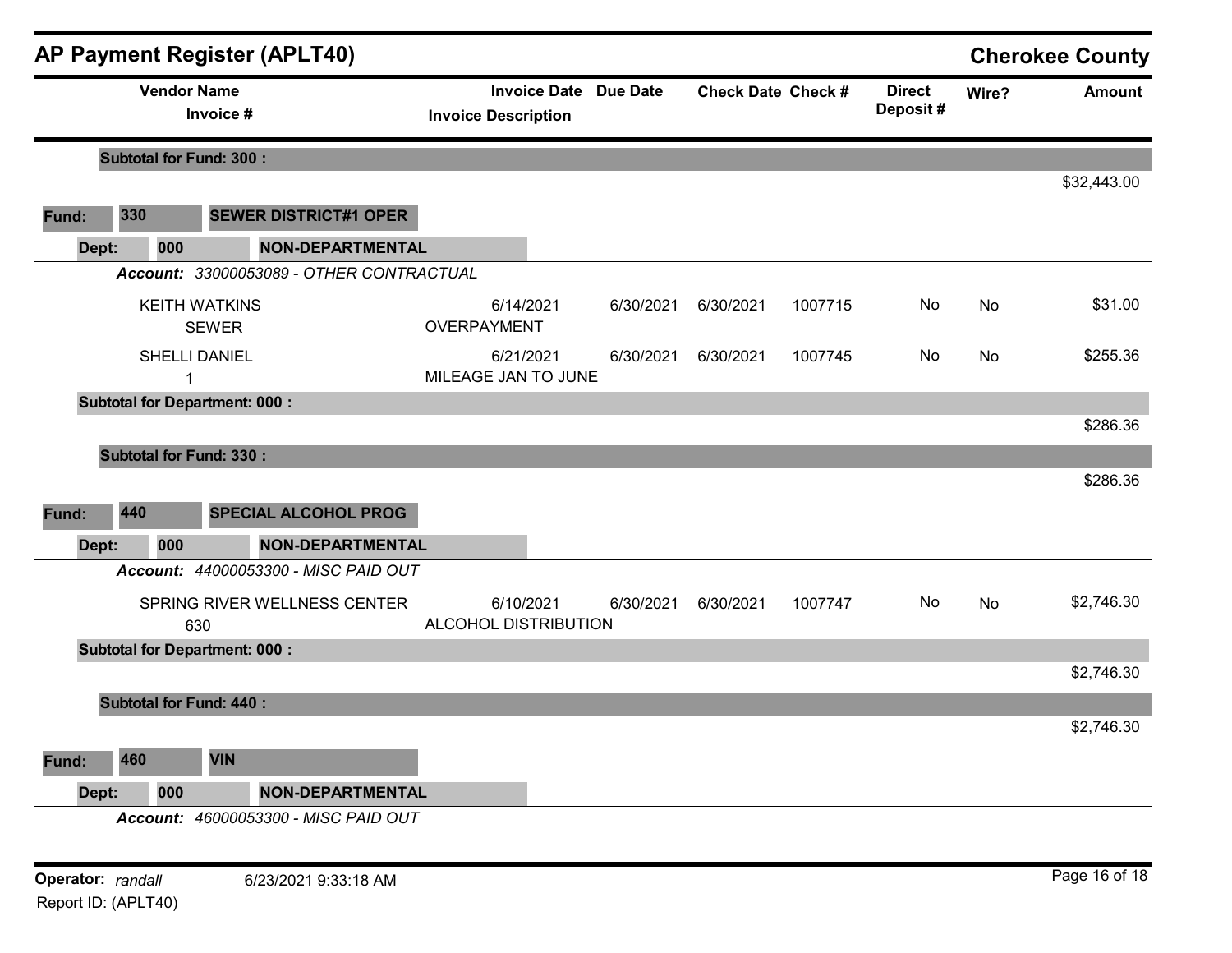## AP Payment Register (APLT40)

**Cherokee County**

| Vendor Name / Invoice # | Invoice Date / Invoice Description | Due Date | Check Date | Check # | Direct Deposit # | Wire? | Amount |
|---|---|---|---|---|---|---|---|
| **Subtotal for Fund: 300 :** | | | | | | | $32,443.00 |

**Fund: 330 SEWER DISTRICT#1 OPER**

**Dept: 000 NON-DEPARTMENTAL**

***Account:*** *33000053089 - OTHER CONTRACTUAL*

| Vendor Name / Invoice # | Invoice Date / Invoice Description | Due Date | Check Date | Check # | Direct Deposit # | Wire? | Amount |
|---|---|---|---|---|---|---|---|
| KEITH WATKINS / SEWER | 6/14/2021 / OVERPAYMENT | 6/30/2021 | 6/30/2021 | 1007715 | No | No | $31.00 |
| SHELLI DANIEL / 1 | 6/21/2021 / MILEAGE JAN TO JUNE | 6/30/2021 | 6/30/2021 | 1007745 | No | No | $255.36 |
| **Subtotal for Department: 000 :** | | | | | | | $286.36 |
| **Subtotal for Fund: 330 :** | | | | | | | $286.36 |

**Fund: 440 SPECIAL ALCOHOL PROG**

**Dept: 000 NON-DEPARTMENTAL**

***Account:*** *44000053300 - MISC PAID OUT*

| Vendor Name / Invoice # | Invoice Date / Invoice Description | Due Date | Check Date | Check # | Direct Deposit # | Wire? | Amount |
|---|---|---|---|---|---|---|---|
| SPRING RIVER WELLNESS CENTER / 630 | 6/10/2021 / ALCOHOL DISTRIBUTION | 6/30/2021 | 6/30/2021 | 1007747 | No | No | $2,746.30 |
| **Subtotal for Department: 000 :** | | | | | | | $2,746.30 |
| **Subtotal for Fund: 440 :** | | | | | | | $2,746.30 |

**Fund: 460 VIN**

**Dept: 000 NON-DEPARTMENTAL**

***Account:*** *46000053300 - MISC PAID OUT*

**Operator:** *randall* 6/23/2021 9:33:18 AM

Report ID: (APLT40)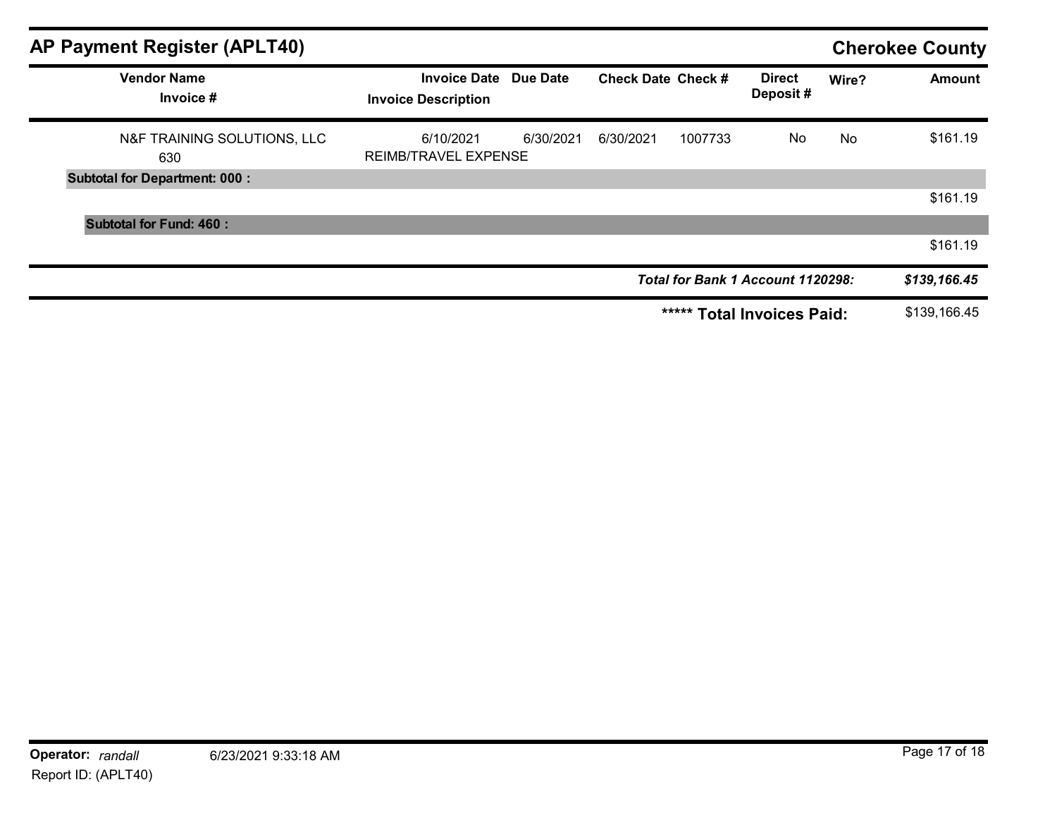## AP Payment Register (APLT40)

**Cherokee County**

| Vendor Name / Invoice # | Invoice Date / Invoice Description | Due Date | Check Date | Check # | Direct Deposit # | Wire? | Amount |
|---|---|---|---|---|---|---|---|
| N&F TRAINING SOLUTIONS, LLC<br>630 | 6/10/2021<br>REIMB/TRAVEL EXPENSE | 6/30/2021 | 6/30/2021 | 1007733 | No | No | $161.19 |
| **Subtotal for Department: 000 :** | | | | | | | $161.19 |
| **Subtotal for Fund: 460 :** | | | | | | | $161.19 |
| | | | | | ***Total for Bank 1 Account 1120298:*** | | ***$139,166.45*** |
| | | | | | **\*\*\*\*\* Total Invoices Paid:** | | $139,166.45 |

**Operator:** *randall* 6/23/2021 9:33:18 AM

Report ID: (APLT40)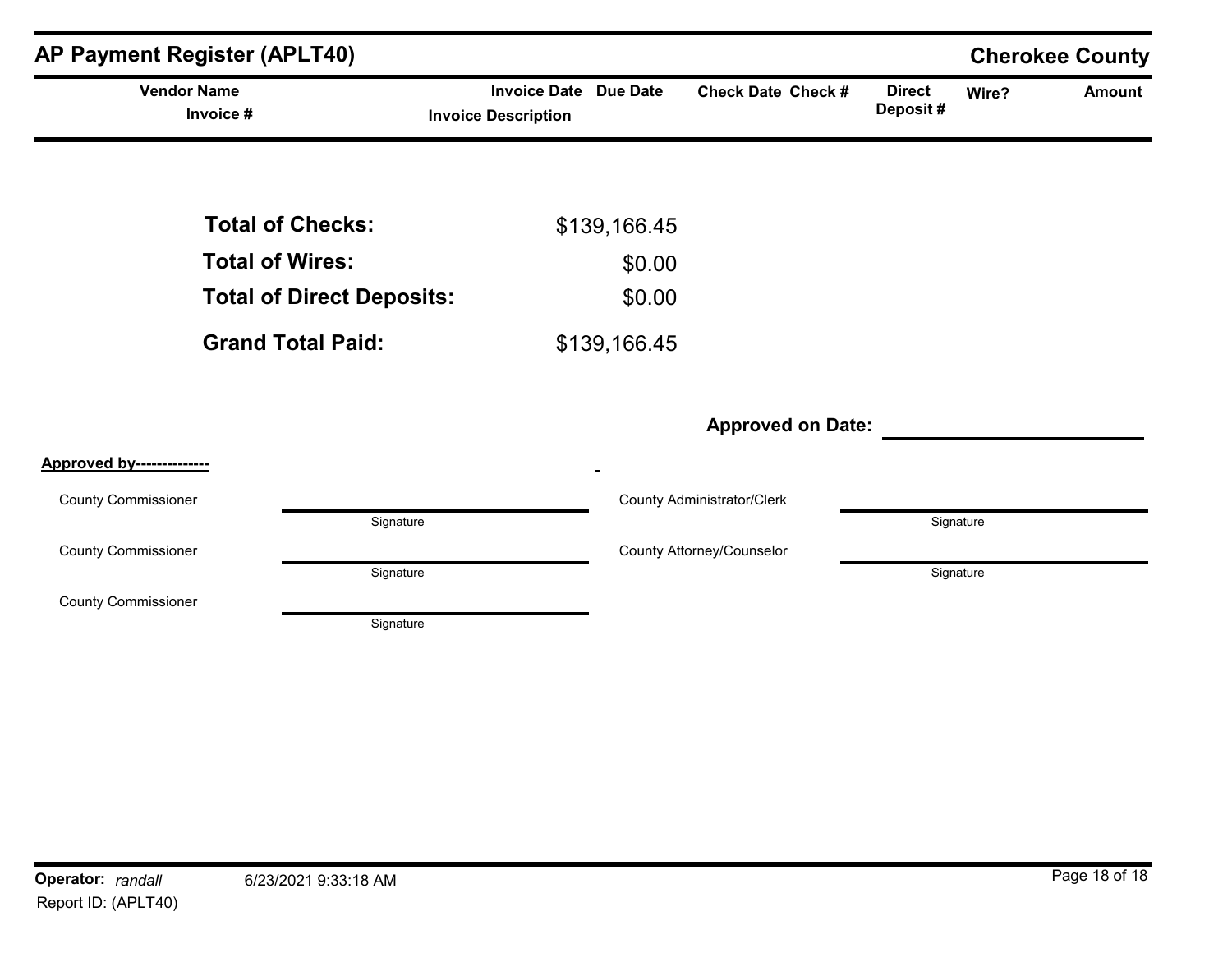## AP Payment Register (APLT40)

**Cherokee County**

| Vendor Name / Invoice # | Invoice Date / Invoice Description | Due Date | Check Date | Check # | Direct Deposit # | Wire? | Amount |
|---|---|---|---|---|---|---|---|

| | |
|---|---|
| **Total of Checks:** | $139,166.45 |
| **Total of Wires:** | $0.00 |
| **Total of Direct Deposits:** | $0.00 |
| **Grand Total Paid:** | $139,166.45 |

**Approved on Date:** ______________________

**Approved by--------------**

County Commissioner ______________________ Signature

County Commissioner ______________________ Signature

County Commissioner ______________________ Signature

County Administrator/Clerk ______________________ Signature

County Attorney/Counselor ______________________ Signature

**Operator:** *randall* 6/23/2021 9:33:18 AM

Report ID: (APLT40)